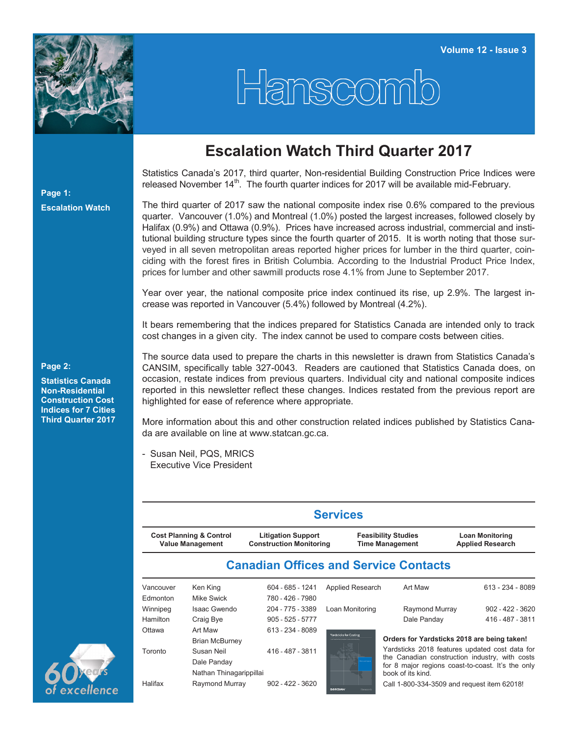Volume 12 - Issue 3

# Hanscomb

**Page 1:**

**Escalation Watch**

**Page 2:**

**Statistics Canada Non-Residential Construction Cost Indices for 7 Cities Third Quarter 2017**

## Escalation Watch Third Quarter 2017

Statistics Canada's 2017, third quarter, Non-residential Building Construction Price Indices were released November 14th. The fourth quarter indices for 2017 will be available mid-February.

The third quarter of 2017 saw the national composite index rise 0.6% compared to the previous quarter. Vancouver (1.0%) and Montreal (1.0%) posted the largest increases, followed closely by Halifax (0.9%) and Ottawa (0.9%). Prices have increased across industrial, commercial and institutional building structure types since the fourth quarter of 2015. It is worth noting that those surveyed in all seven metropolitan areas reported higher prices for lumber in the third quarter, coinciding with the forest fires in British Columbia. According to the Industrial Product Price Index, prices for lumber and other sawmill products rose 4.1% from June to September 2017.

Year over year, the national composite price index continued its rise, up 2.9%. The largest increase was reported in Vancouver (5.4%) followed by Montreal (4.2%).

It bears remembering that the indices prepared for Statistics Canada are intended only to track cost changes in a given city. The index cannot be used to compare costs between cities.

The source data used to prepare the charts in this newsletter is drawn from Statistics Canada's CANSIM, specifically table 327-0043. Readers are cautioned that Statistics Canada does, on occasion, restate indices from previous quarters. Individual city and national composite indices reported in this newsletter reflect these changes. Indices restated from the previous report are highlighted for ease of reference where appropriate.

More information about this and other construction related indices published by Statistics Canada are available on line at www.statcan.gc.ca.

- Susan Neil, PQS, MRICS
  Executive Vice President

## Services

| Cost Planning & Control | Litigation Support | Feasibility Studies | Loan Monitoring |
|---|---|---|---|
| Value Management | Construction Monitoring | Time Management | Applied Research |

## Canadian Offices and Service Contacts

| Office | Contact | Phone |
|---|---|---|
| Vancouver | Ken King | 604 - 685 - 1241 |
| Edmonton | Mike Swick | 780 - 426 - 7980 |
| Winnipeg | Isaac Gwendo | 204 - 775 - 3389 |
| Hamilton | Craig Bye | 905 - 525 - 5777 |
| Ottawa | Art Maw | 613 - 234 - 8089 |
| | Brian McBurney | |
| Toronto | Susan Neil | 416 - 487 - 3811 |
| | Dale Panday | |
| | Nathan Thinagarippillai | |
| Halifax | Raymond Murray | 902 - 422 - 3620 |

| Service | Contact | Phone |
|---|---|---|
| Applied Research | Art Maw | 613 - 234 - 8089 |
| Loan Monitoring | Raymond Murray | 902 - 422 - 3620 |
| | Dale Panday | 416 - 487 - 3811 |

**Orders for Yardsticks 2018 are being taken!**

Yardsticks 2018 features updated cost data for the Canadian construction industry, with costs for 8 major regions coast-to-coast. It's the only book of its kind.

Call 1-800-334-3509 and request item 62018!

60 years of excellence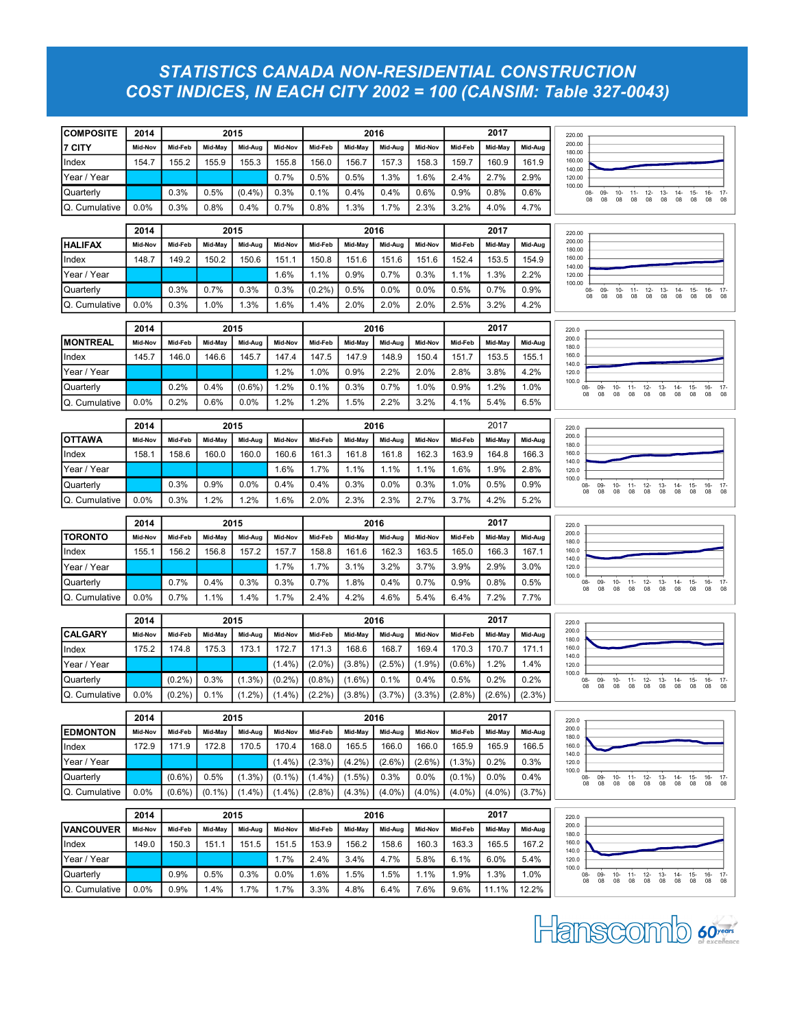# STATISTICS CANADA NON-RESIDENTIAL CONSTRUCTION COST INDICES, IN EACH CITY 2002 = 100 (CANSIM: Table 327-0043)

| COMPOSITE | 2014 | 2015 | | | | 2016 | | | | 2017 | | |
|---|---|---|---|---|---|---|---|---|---|---|---|---|
| 7 CITY | Mid-Nov | Mid-Feb | Mid-May | Mid-Aug | Mid-Nov | Mid-Feb | Mid-May | Mid-Aug | Mid-Nov | Mid-Feb | Mid-May | Mid-Aug |
| Index | 154.7 | 155.2 | 155.9 | 155.3 | 155.8 | 156.0 | 156.7 | 157.3 | 158.3 | 159.7 | 160.9 | 161.9 |
| Year / Year | | | | | 0.7% | 0.5% | 0.5% | 1.3% | 1.6% | 2.4% | 2.7% | 2.9% |
| Quarterly | | 0.3% | 0.5% | (0.4%) | 0.3% | 0.1% | 0.4% | 0.4% | 0.6% | 0.9% | 0.8% | 0.6% |
| Q. Cumulative | 0.0% | 0.3% | 0.8% | 0.4% | 0.7% | 0.8% | 1.3% | 1.7% | 2.3% | 3.2% | 4.0% | 4.7% |

220.00
200.00
180.00
160.00
140.00
120.00
100.00
08-08 09-08 10-08 11-08 12-08 13-08 14-08 15-08 16-08 17-08

| | 2014 | 2015 | | | | 2016 | | | | 2017 | | |
|---|---|---|---|---|---|---|---|---|---|---|---|---|
| HALIFAX | Mid-Nov | Mid-Feb | Mid-May | Mid-Aug | Mid-Nov | Mid-Feb | Mid-May | Mid-Aug | Mid-Nov | Mid-Feb | Mid-May | Mid-Aug |
| Index | 148.7 | 149.2 | 150.2 | 150.6 | 151.1 | 150.8 | 151.6 | 151.6 | 151.6 | 152.4 | 153.5 | 154.9 |
| Year / Year | | | | | 1.6% | 1.1% | 0.9% | 0.7% | 0.3% | 1.1% | 1.3% | 2.2% |
| Quarterly | | 0.3% | 0.7% | 0.3% | 0.3% | (0.2%) | 0.5% | 0.0% | 0.0% | 0.5% | 0.7% | 0.9% |
| Q. Cumulative | 0.0% | 0.3% | 1.0% | 1.3% | 1.6% | 1.4% | 2.0% | 2.0% | 2.0% | 2.5% | 3.2% | 4.2% |

220.00
200.00
180.00
160.00
140.00
120.00
100.00
08-08 09-08 10-08 11-08 12-08 13-08 14-08 15-08 16-08 17-08

| | 2014 | 2015 | | | | 2016 | | | | 2017 | | |
|---|---|---|---|---|---|---|---|---|---|---|---|---|
| MONTREAL | Mid-Nov | Mid-Feb | Mid-May | Mid-Aug | Mid-Nov | Mid-Feb | Mid-May | Mid-Aug | Mid-Nov | Mid-Feb | Mid-May | Mid-Aug |
| Index | 145.7 | 146.0 | 146.6 | 145.7 | 147.4 | 147.5 | 147.9 | 148.9 | 150.4 | 151.7 | 153.5 | 155.1 |
| Year / Year | | | | | 1.2% | 1.0% | 0.9% | 2.2% | 2.0% | 2.8% | 3.8% | 4.2% |
| Quarterly | | 0.2% | 0.4% | (0.6%) | 1.2% | 0.1% | 0.3% | 0.7% | 1.0% | 0.9% | 1.2% | 1.0% |
| Q. Cumulative | 0.0% | 0.2% | 0.6% | 0.0% | 1.2% | 1.2% | 1.5% | 2.2% | 3.2% | 4.1% | 5.4% | 6.5% |

220.0
200.0
180.0
160.0
140.0
120.0
100.0
08-08 09-08 10-08 11-08 12-08 13-08 14-08 15-08 16-08 17-08

| | 2014 | 2015 | | | | 2016 | | | | 2017 | | |
|---|---|---|---|---|---|---|---|---|---|---|---|---|
| OTTAWA | Mid-Nov | Mid-Feb | Mid-May | Mid-Aug | Mid-Nov | Mid-Feb | Mid-May | Mid-Aug | Mid-Nov | Mid-Feb | Mid-May | Mid-Aug |
| Index | 158.1 | 158.6 | 160.0 | 160.0 | 160.6 | 161.3 | 161.8 | 161.8 | 162.3 | 163.9 | 164.8 | 166.3 |
| Year / Year | | | | | 1.6% | 1.7% | 1.1% | 1.1% | 1.1% | 1.6% | 1.9% | 2.8% |
| Quarterly | | 0.3% | 0.9% | 0.0% | 0.4% | 0.4% | 0.3% | 0.0% | 0.3% | 1.0% | 0.5% | 0.9% |
| Q. Cumulative | 0.0% | 0.3% | 1.2% | 1.2% | 1.6% | 2.0% | 2.3% | 2.3% | 2.7% | 3.7% | 4.2% | 5.2% |

220.0
200.0
180.0
160.0
140.0
120.0
100.0
08-08 09-08 10-08 11-08 12-08 13-08 14-08 15-08 16-08 17-08

| | 2014 | 2015 | | | | 2016 | | | | 2017 | | |
|---|---|---|---|---|---|---|---|---|---|---|---|---|
| TORONTO | Mid-Nov | Mid-Feb | Mid-May | Mid-Aug | Mid-Nov | Mid-Feb | Mid-May | Mid-Aug | Mid-Nov | Mid-Feb | Mid-May | Mid-Aug |
| Index | 155.1 | 156.2 | 156.8 | 157.2 | 157.7 | 158.8 | 161.6 | 162.3 | 163.5 | 165.0 | 166.3 | 167.1 |
| Year / Year | | | | | 1.7% | 1.7% | 3.1% | 3.2% | 3.7% | 3.9% | 2.9% | 3.0% |
| Quarterly | | 0.7% | 0.4% | 0.3% | 0.3% | 0.7% | 1.8% | 0.4% | 0.7% | 0.9% | 0.8% | 0.5% |
| Q. Cumulative | 0.0% | 0.7% | 1.1% | 1.4% | 1.7% | 2.4% | 4.2% | 4.6% | 5.4% | 6.4% | 7.2% | 7.7% |

220.0
200.0
180.0
160.0
140.0
120.0
100.0
08-08 09-08 10-08 11-08 12-08 13-08 14-08 15-08 16-08 17-08

| | 2014 | 2015 | | | | 2016 | | | | 2017 | | |
|---|---|---|---|---|---|---|---|---|---|---|---|---|
| CALGARY | Mid-Nov | Mid-Feb | Mid-May | Mid-Aug | Mid-Nov | Mid-Feb | Mid-May | Mid-Aug | Mid-Nov | Mid-Feb | Mid-May | Mid-Aug |
| Index | 175.2 | 174.8 | 175.3 | 173.1 | 172.7 | 171.3 | 168.6 | 168.7 | 169.4 | 170.3 | 170.7 | 171.1 |
| Year / Year | | | | | (1.4%) | (2.0%) | (3.8%) | (2.5%) | (1.9%) | (0.6%) | 1.2% | 1.4% |
| Quarterly | | (0.2%) | 0.3% | (1.3%) | (0.2%) | (0.8%) | (1.6%) | 0.1% | 0.4% | 0.5% | 0.2% | 0.2% |
| Q. Cumulative | 0.0% | (0.2%) | 0.1% | (1.2%) | (1.4%) | (2.2%) | (3.8%) | (3.7%) | (3.3%) | (2.8%) | (2.6%) | (2.3%) |

220.0
200.0
180.0
160.0
140.0
120.0
100.0
08-08 09-08 10-08 11-08 12-08 13-08 14-08 15-08 16-08 17-08

| | 2014 | 2015 | | | | 2016 | | | | 2017 | | |
|---|---|---|---|---|---|---|---|---|---|---|---|---|
| EDMONTON | Mid-Nov | Mid-Feb | Mid-May | Mid-Aug | Mid-Nov | Mid-Feb | Mid-May | Mid-Aug | Mid-Nov | Mid-Feb | Mid-May | Mid-Aug |
| Index | 172.9 | 171.9 | 172.8 | 170.5 | 170.4 | 168.0 | 165.5 | 166.0 | 166.0 | 165.9 | 165.9 | 166.5 |
| Year / Year | | | | | (1.4%) | (2.3%) | (4.2%) | (2.6%) | (2.6%) | (1.3%) | 0.2% | 0.3% |
| Quarterly | | (0.6%) | 0.5% | (1.3%) | (0.1%) | (1.4%) | (1.5%) | 0.3% | 0.0% | (0.1%) | 0.0% | 0.4% |
| Q. Cumulative | 0.0% | (0.6%) | (0.1%) | (1.4%) | (1.4%) | (2.8%) | (4.3%) | (4.0%) | (4.0%) | (4.0%) | (4.0%) | (3.7%) |

220.0
200.0
180.0
160.0
140.0
120.0
100.0
08-08 09-08 10-08 11-08 12-08 13-08 14-08 15-08 16-08 17-08

| | 2014 | 2015 | | | | 2016 | | | | 2017 | | |
|---|---|---|---|---|---|---|---|---|---|---|---|---|
| VANCOUVER | Mid-Nov | Mid-Feb | Mid-May | Mid-Aug | Mid-Nov | Mid-Feb | Mid-May | Mid-Aug | Mid-Nov | Mid-Feb | Mid-May | Mid-Aug |
| Index | 149.0 | 150.3 | 151.1 | 151.5 | 151.5 | 153.9 | 156.2 | 158.6 | 160.3 | 163.3 | 165.5 | 167.2 |
| Year / Year | | | | | 1.7% | 2.4% | 3.4% | 4.7% | 5.8% | 6.1% | 6.0% | 5.4% |
| Quarterly | | 0.9% | 0.5% | 0.3% | 0.0% | 1.6% | 1.5% | 1.5% | 1.1% | 1.9% | 1.3% | 1.0% |
| Q. Cumulative | 0.0% | 0.9% | 1.4% | 1.7% | 1.7% | 3.3% | 4.8% | 6.4% | 7.6% | 9.6% | 11.1% | 12.2% |

220.0
200.0
180.0
160.0
140.0
120.0
100.0
08-08 09-08 10-08 11-08 12-08 13-08 14-08 15-08 16-08 17-08

Hanscomb 60 years of excellence